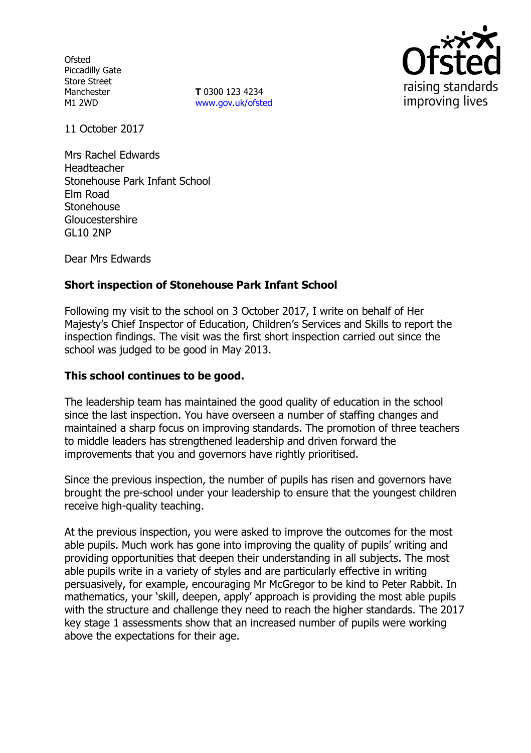Ofsted
Piccadilly Gate
Store Street
Manchester
M1 2WD

**T** 0300 123 4234
www.gov.uk/ofsted

11 October 2017

Mrs Rachel Edwards
Headteacher
Stonehouse Park Infant School
Elm Road
Stonehouse
Gloucestershire
GL10 2NP

Dear Mrs Edwards

**Short inspection of Stonehouse Park Infant School**

Following my visit to the school on 3 October 2017, I write on behalf of Her Majesty's Chief Inspector of Education, Children's Services and Skills to report the inspection findings. The visit was the first short inspection carried out since the school was judged to be good in May 2013.

**This school continues to be good.**

The leadership team has maintained the good quality of education in the school since the last inspection. You have overseen a number of staffing changes and maintained a sharp focus on improving standards. The promotion of three teachers to middle leaders has strengthened leadership and driven forward the improvements that you and governors have rightly prioritised.

Since the previous inspection, the number of pupils has risen and governors have brought the pre-school under your leadership to ensure that the youngest children receive high-quality teaching.

At the previous inspection, you were asked to improve the outcomes for the most able pupils. Much work has gone into improving the quality of pupils' writing and providing opportunities that deepen their understanding in all subjects. The most able pupils write in a variety of styles and are particularly effective in writing persuasively, for example, encouraging Mr McGregor to be kind to Peter Rabbit. In mathematics, your 'skill, deepen, apply' approach is providing the most able pupils with the structure and challenge they need to reach the higher standards. The 2017 key stage 1 assessments show that an increased number of pupils were working above the expectations for their age.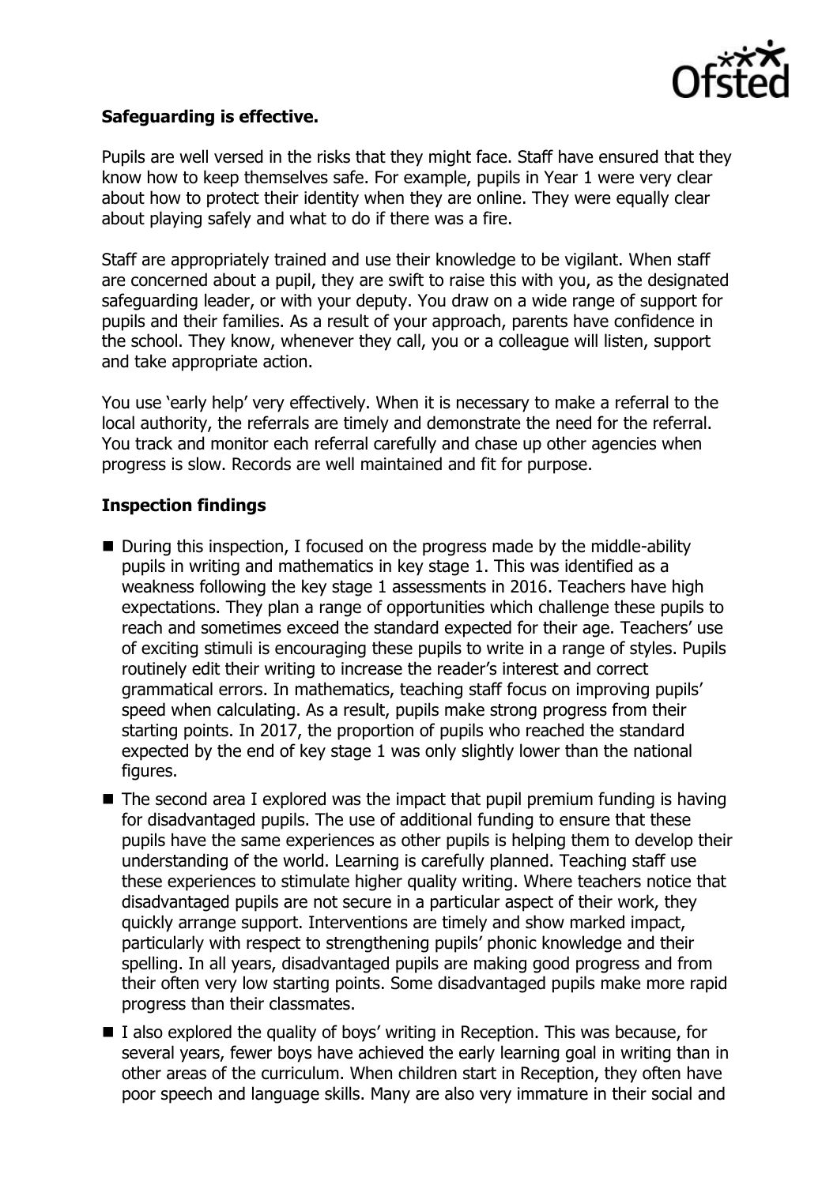**Safeguarding is effective.**

Pupils are well versed in the risks that they might face. Staff have ensured that they know how to keep themselves safe. For example, pupils in Year 1 were very clear about how to protect their identity when they are online. They were equally clear about playing safely and what to do if there was a fire.

Staff are appropriately trained and use their knowledge to be vigilant. When staff are concerned about a pupil, they are swift to raise this with you, as the designated safeguarding leader, or with your deputy. You draw on a wide range of support for pupils and their families. As a result of your approach, parents have confidence in the school. They know, whenever they call, you or a colleague will listen, support and take appropriate action.

You use 'early help' very effectively. When it is necessary to make a referral to the local authority, the referrals are timely and demonstrate the need for the referral. You track and monitor each referral carefully and chase up other agencies when progress is slow. Records are well maintained and fit for purpose.

**Inspection findings**

- During this inspection, I focused on the progress made by the middle-ability pupils in writing and mathematics in key stage 1. This was identified as a weakness following the key stage 1 assessments in 2016. Teachers have high expectations. They plan a range of opportunities which challenge these pupils to reach and sometimes exceed the standard expected for their age. Teachers' use of exciting stimuli is encouraging these pupils to write in a range of styles. Pupils routinely edit their writing to increase the reader's interest and correct grammatical errors. In mathematics, teaching staff focus on improving pupils' speed when calculating. As a result, pupils make strong progress from their starting points. In 2017, the proportion of pupils who reached the standard expected by the end of key stage 1 was only slightly lower than the national figures.
- The second area I explored was the impact that pupil premium funding is having for disadvantaged pupils. The use of additional funding to ensure that these pupils have the same experiences as other pupils is helping them to develop their understanding of the world. Learning is carefully planned. Teaching staff use these experiences to stimulate higher quality writing. Where teachers notice that disadvantaged pupils are not secure in a particular aspect of their work, they quickly arrange support. Interventions are timely and show marked impact, particularly with respect to strengthening pupils' phonic knowledge and their spelling. In all years, disadvantaged pupils are making good progress and from their often very low starting points. Some disadvantaged pupils make more rapid progress than their classmates.
- I also explored the quality of boys' writing in Reception. This was because, for several years, fewer boys have achieved the early learning goal in writing than in other areas of the curriculum. When children start in Reception, they often have poor speech and language skills. Many are also very immature in their social and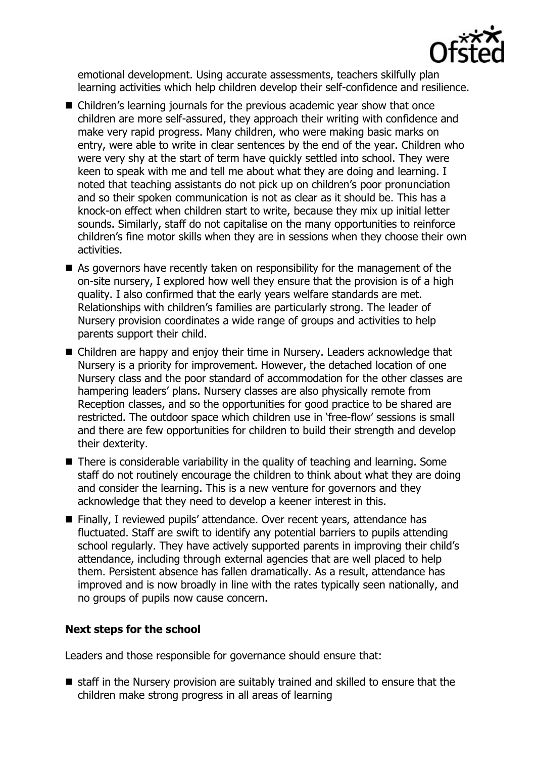emotional development. Using accurate assessments, teachers skilfully plan learning activities which help children develop their self-confidence and resilience.

- Children's learning journals for the previous academic year show that once children are more self-assured, they approach their writing with confidence and make very rapid progress. Many children, who were making basic marks on entry, were able to write in clear sentences by the end of the year. Children who were very shy at the start of term have quickly settled into school. They were keen to speak with me and tell me about what they are doing and learning. I noted that teaching assistants do not pick up on children's poor pronunciation and so their spoken communication is not as clear as it should be. This has a knock-on effect when children start to write, because they mix up initial letter sounds. Similarly, staff do not capitalise on the many opportunities to reinforce children's fine motor skills when they are in sessions when they choose their own activities.
- As governors have recently taken on responsibility for the management of the on-site nursery, I explored how well they ensure that the provision is of a high quality. I also confirmed that the early years welfare standards are met. Relationships with children's families are particularly strong. The leader of Nursery provision coordinates a wide range of groups and activities to help parents support their child.
- Children are happy and enjoy their time in Nursery. Leaders acknowledge that Nursery is a priority for improvement. However, the detached location of one Nursery class and the poor standard of accommodation for the other classes are hampering leaders' plans. Nursery classes are also physically remote from Reception classes, and so the opportunities for good practice to be shared are restricted. The outdoor space which children use in 'free-flow' sessions is small and there are few opportunities for children to build their strength and develop their dexterity.
- There is considerable variability in the quality of teaching and learning. Some staff do not routinely encourage the children to think about what they are doing and consider the learning. This is a new venture for governors and they acknowledge that they need to develop a keener interest in this.
- Finally, I reviewed pupils' attendance. Over recent years, attendance has fluctuated. Staff are swift to identify any potential barriers to pupils attending school regularly. They have actively supported parents in improving their child's attendance, including through external agencies that are well placed to help them. Persistent absence has fallen dramatically. As a result, attendance has improved and is now broadly in line with the rates typically seen nationally, and no groups of pupils now cause concern.

## Next steps for the school

Leaders and those responsible for governance should ensure that:

- staff in the Nursery provision are suitably trained and skilled to ensure that the children make strong progress in all areas of learning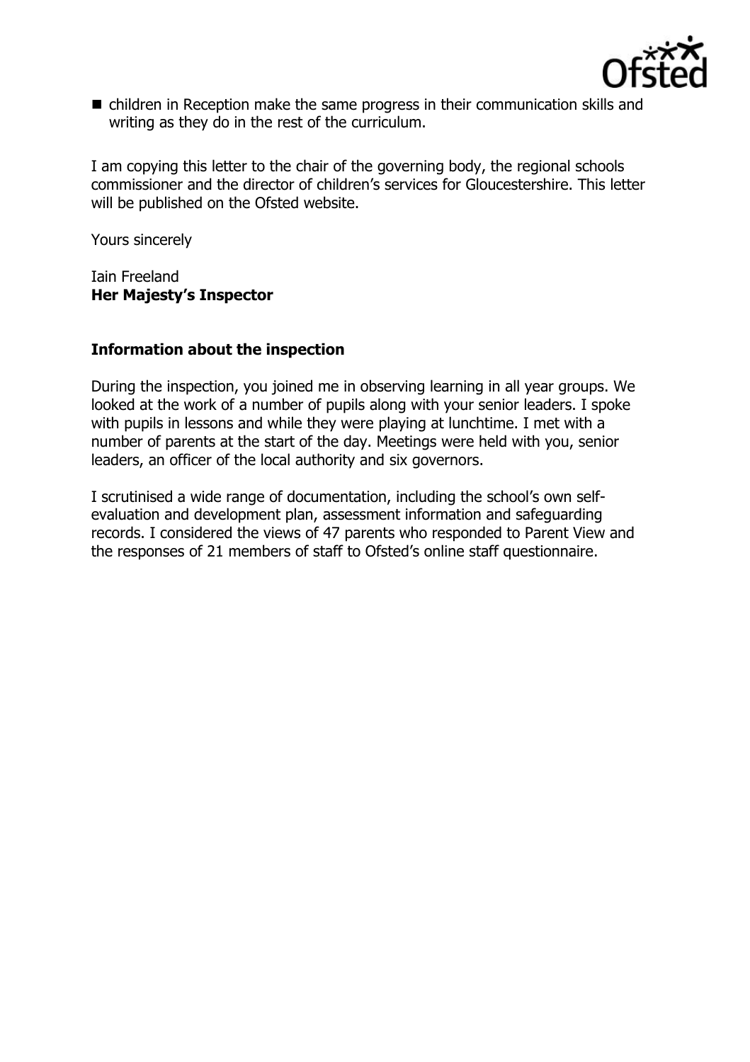- children in Reception make the same progress in their communication skills and writing as they do in the rest of the curriculum.

I am copying this letter to the chair of the governing body, the regional schools commissioner and the director of children's services for Gloucestershire. This letter will be published on the Ofsted website.

Yours sincerely

Iain Freeland
**Her Majesty's Inspector**

## Information about the inspection

During the inspection, you joined me in observing learning in all year groups. We looked at the work of a number of pupils along with your senior leaders. I spoke with pupils in lessons and while they were playing at lunchtime. I met with a number of parents at the start of the day. Meetings were held with you, senior leaders, an officer of the local authority and six governors.

I scrutinised a wide range of documentation, including the school's own self-evaluation and development plan, assessment information and safeguarding records. I considered the views of 47 parents who responded to Parent View and the responses of 21 members of staff to Ofsted's online staff questionnaire.